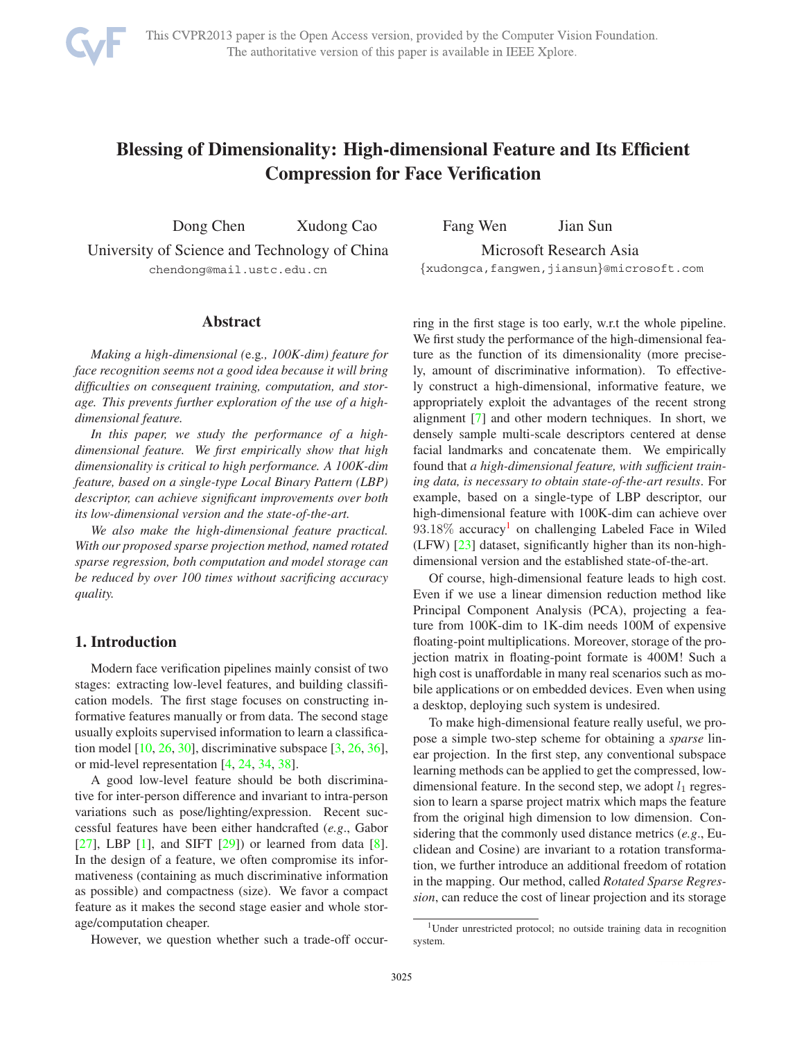# Blessing of Dimensionality: High-dimensional Feature and Its Efficient Compression for Face Verification

Dong Chen  Xudong Cao  Fang Wen  Jian Sun

University of Science and Technology of China  Microsoft Research Asia

chendong@mail.ustc.edu.cn  {xudongca,fangwen,jiansun}@microsoft.com

## Abstract

*Making a high-dimensional (*e.g., *100K-dim) feature for face recognition seems not a good idea because it will bring difficulties on consequent training, computation, and storage. This prevents further exploration of the use of a high-dimensional feature.*

*In this paper, we study the performance of a high-dimensional feature. We first empirically show that high dimensionality is critical to high performance. A 100K-dim feature, based on a single-type Local Binary Pattern (LBP) descriptor, can achieve significant improvements over both its low-dimensional version and the state-of-the-art.*

*We also make the high-dimensional feature practical. With our proposed sparse projection method, named rotated sparse regression, both computation and model storage can be reduced by over 100 times without sacrificing accuracy quality.*

## 1. Introduction

Modern face verification pipelines mainly consist of two stages: extracting low-level features, and building classification models. The first stage focuses on constructing informative features manually or from data. The second stage usually exploits supervised information to learn a classification model [10, 26, 30], discriminative subspace [3, 26, 36], or mid-level representation [4, 24, 34, 38].

A good low-level feature should be both discriminative for inter-person difference and invariant to intra-person variations such as pose/lighting/expression. Recent successful features have been either handcrafted (*e.g*., Gabor [27], LBP [1], and SIFT [29]) or learned from data [8]. In the design of a feature, we often compromise its informativeness (containing as much discriminative information as possible) and compactness (size). We favor a compact feature as it makes the second stage easier and whole storage/computation cheaper.

However, we question whether such a trade-off occurring in the first stage is too early, w.r.t the whole pipeline. We first study the performance of the high-dimensional feature as the function of its dimensionality (more precisely, amount of discriminative information). To effectively construct a high-dimensional, informative feature, we appropriately exploit the advantages of the recent strong alignment [7] and other modern techniques. In short, we densely sample multi-scale descriptors centered at dense facial landmarks and concatenate them. We empirically found that *a high-dimensional feature, with sufficient training data, is necessary to obtain state-of-the-art results*. For example, based on a single-type of LBP descriptor, our high-dimensional feature with 100K-dim can achieve over $93.18\%$ accuracy[1] on challenging Labeled Face in Wiled (LFW) [23] dataset, significantly higher than its non-high-dimensional version and the established state-of-the-art.

Of course, high-dimensional feature leads to high cost. Even if we use a linear dimension reduction method like Principal Component Analysis (PCA), projecting a feature from 100K-dim to 1K-dim needs 100M of expensive floating-point multiplications. Moreover, storage of the projection matrix in floating-point formate is 400M! Such a high cost is unaffordable in many real scenarios such as mobile applications or on embedded devices. Even when using a desktop, deploying such system is undesired.

To make high-dimensional feature really useful, we propose a simple two-step scheme for obtaining a *sparse* linear projection. In the first step, any conventional subspace learning methods can be applied to get the compressed, low-dimensional feature. In the second step, we adopt $l_1$ regression to learn a sparse project matrix which maps the feature from the original high dimension to low dimension. Considering that the commonly used distance metrics (*e.g*., Euclidean and Cosine) are invariant to a rotation transformation, we further introduce an additional freedom of rotation in the mapping. Our method, called *Rotated Sparse Regression*, can reduce the cost of linear projection and its storage

[1] Under unrestricted protocol; no outside training data in recognition system.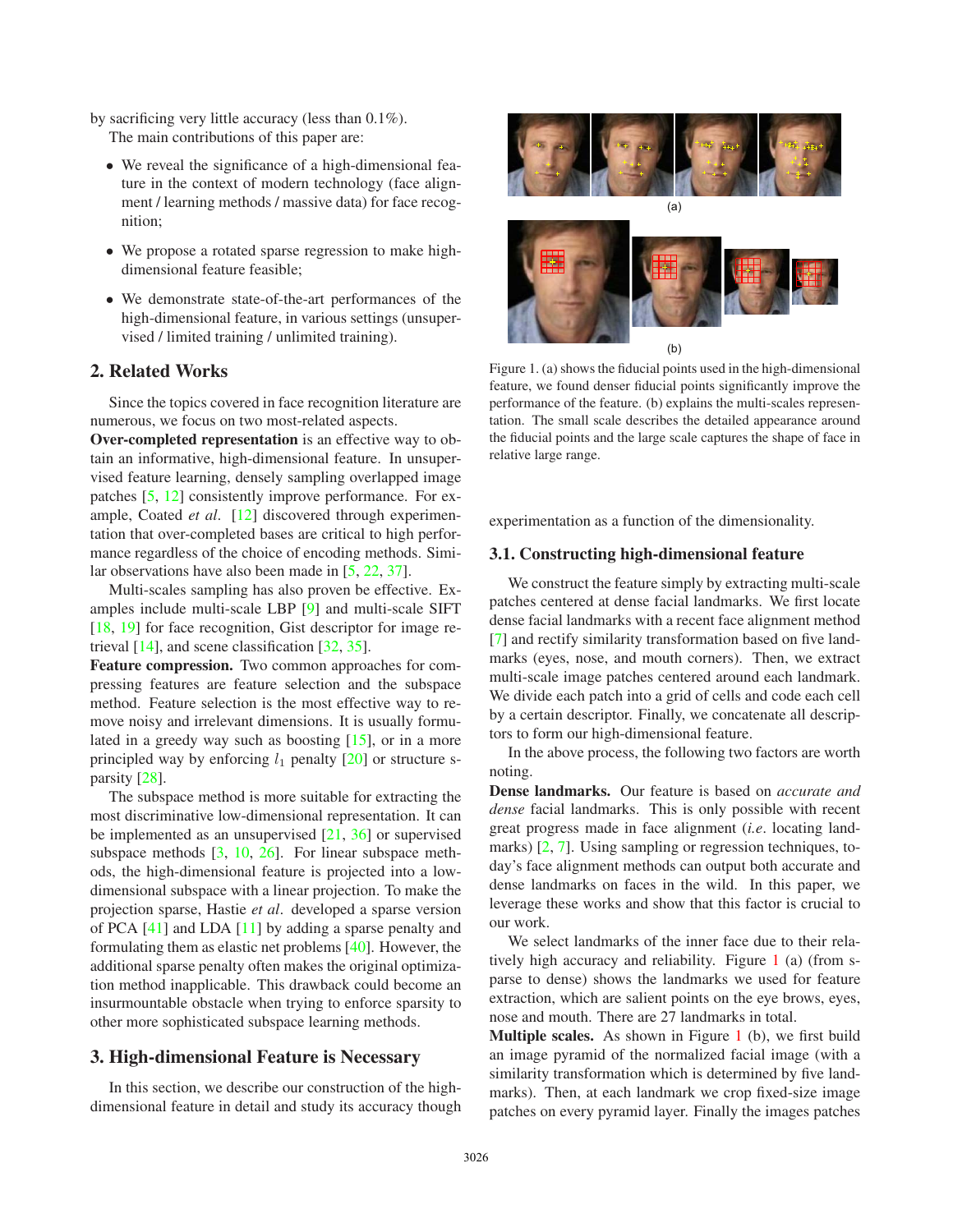by sacrificing very little accuracy (less than 0.1%).

The main contributions of this paper are:

- We reveal the significance of a high-dimensional feature in the context of modern technology (face alignment / learning methods / massive data) for face recognition;
- We propose a rotated sparse regression to make high-dimensional feature feasible;
- We demonstrate state-of-the-art performances of the high-dimensional feature, in various settings (unsupervised / limited training / unlimited training).

## 2. Related Works

Since the topics covered in face recognition literature are numerous, we focus on two most-related aspects.

**Over-completed representation** is an effective way to obtain an informative, high-dimensional feature. In unsupervised feature learning, densely sampling overlapped image patches [5, 12] consistently improve performance. For example, Coated *et al*. [12] discovered through experimentation that over-completed bases are critical to high performance regardless of the choice of encoding methods. Similar observations have also been made in [5, 22, 37].

Multi-scales sampling has also proven be effective. Examples include multi-scale LBP [9] and multi-scale SIFT [18, 19] for face recognition, Gist descriptor for image retrieval [14], and scene classification [32, 35].

**Feature compression.** Two common approaches for compressing features are feature selection and the subspace method. Feature selection is the most effective way to remove noisy and irrelevant dimensions. It is usually formulated in a greedy way such as boosting [15], or in a more principled way by enforcing $l_1$ penalty [20] or structure sparsity [28].

The subspace method is more suitable for extracting the most discriminative low-dimensional representation. It can be implemented as an unsupervised [21, 36] or supervised subspace methods [3, 10, 26]. For linear subspace methods, the high-dimensional feature is projected into a low-dimensional subspace with a linear projection. To make the projection sparse, Hastie *et al*. developed a sparse version of PCA [41] and LDA [11] by adding a sparse penalty and formulating them as elastic net problems [40]. However, the additional sparse penalty often makes the original optimization method inapplicable. This drawback could become an insurmountable obstacle when trying to enforce sparsity to other more sophisticated subspace learning methods.

## 3. High-dimensional Feature is Necessary

In this section, we describe our construction of the high-dimensional feature in detail and study its accuracy though experimentation as a function of the dimensionality.

Figure 1. (a) shows the fiducial points used in the high-dimensional feature, we found denser fiducial points significantly improve the performance of the feature. (b) explains the multi-scales representation. The small scale describes the detailed appearance around the fiducial points and the large scale captures the shape of face in relative large range.

### 3.1. Constructing high-dimensional feature

We construct the feature simply by extracting multi-scale patches centered at dense facial landmarks. We first locate dense facial landmarks with a recent face alignment method [7] and rectify similarity transformation based on five landmarks (eyes, nose, and mouth corners). Then, we extract multi-scale image patches centered around each landmark. We divide each patch into a grid of cells and code each cell by a certain descriptor. Finally, we concatenate all descriptors to form our high-dimensional feature.

In the above process, the following two factors are worth noting.

**Dense landmarks.** Our feature is based on *accurate and dense* facial landmarks. This is only possible with recent great progress made in face alignment (*i.e*. locating landmarks) [2, 7]. Using sampling or regression techniques, today's face alignment methods can output both accurate and dense landmarks on faces in the wild. In this paper, we leverage these works and show that this factor is crucial to our work.

We select landmarks of the inner face due to their relatively high accuracy and reliability. Figure 1 (a) (from sparse to dense) shows the landmarks we used for feature extraction, which are salient points on the eye brows, eyes, nose and mouth. There are 27 landmarks in total.

**Multiple scales.** As shown in Figure 1 (b), we first build an image pyramid of the normalized facial image (with a similarity transformation which is determined by five landmarks). Then, at each landmark we crop fixed-size image patches on every pyramid layer. Finally the images patches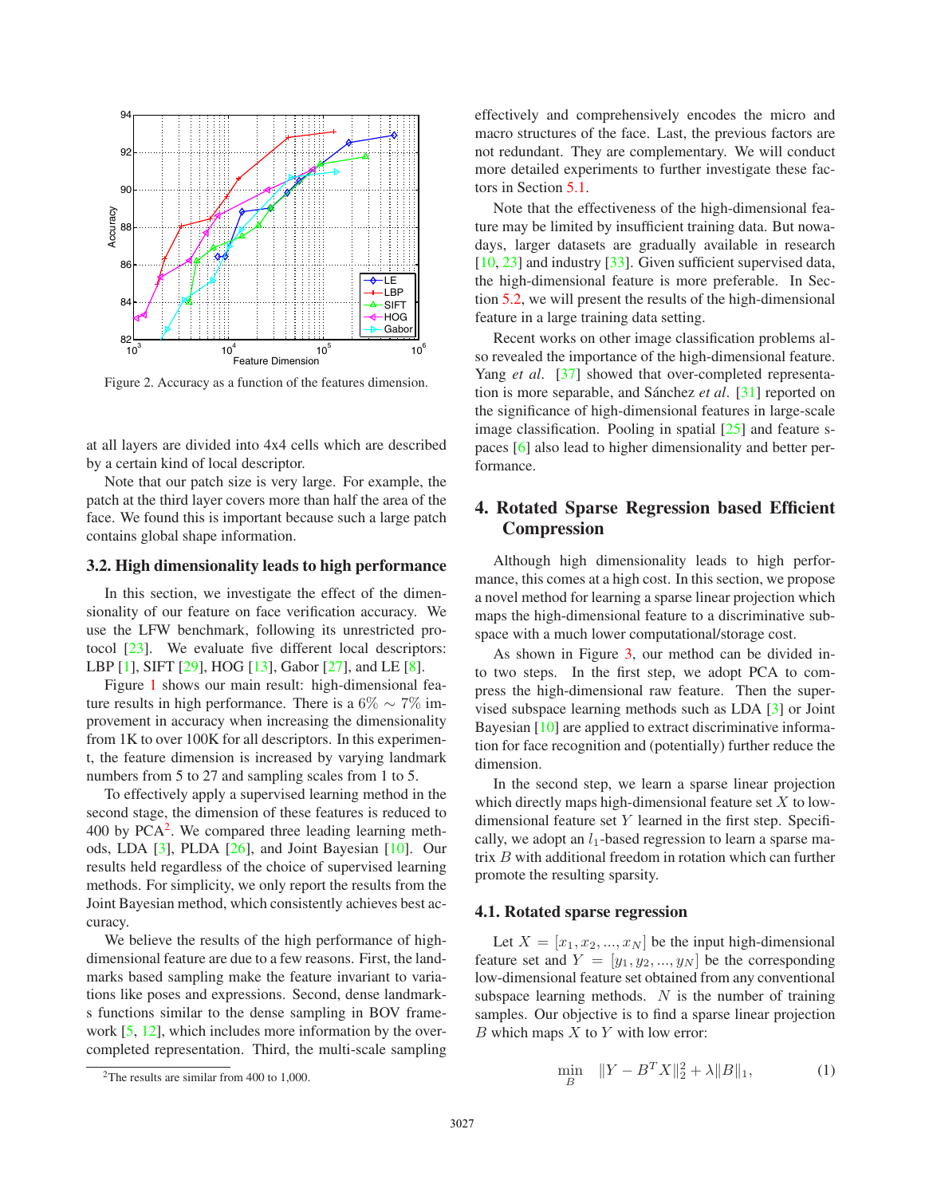Figure 2. Accuracy as a function of the features dimension.

at all layers are divided into 4x4 cells which are described by a certain kind of local descriptor.

Note that our patch size is very large. For example, the patch at the third layer covers more than half the area of the face. We found this is important because such a large patch contains global shape information.

### 3.2. High dimensionality leads to high performance

In this section, we investigate the effect of the dimensionality of our feature on face verification accuracy. We use the LFW benchmark, following its unrestricted protocol [23]. We evaluate five different local descriptors: LBP [1], SIFT [29], HOG [13], Gabor [27], and LE [8].

Figure 1 shows our main result: high-dimensional feature results in high performance. There is a $6\% \sim 7\%$ improvement in accuracy when increasing the dimensionality from 1K to over 100K for all descriptors. In this experiment, the feature dimension is increased by varying landmark numbers from 5 to 27 and sampling scales from 1 to 5.

To effectively apply a supervised learning method in the second stage, the dimension of these features is reduced to 400 by PCA[2]. We compared three leading learning methods, LDA [3], PLDA [26], and Joint Bayesian [10]. Our results held regardless of the choice of supervised learning methods. For simplicity, we only report the results from the Joint Bayesian method, which consistently achieves best accuracy.

We believe the results of the high performance of high-dimensional feature are due to a few reasons. First, the landmarks based sampling make the feature invariant to variations like poses and expressions. Second, dense landmarks functions similar to the dense sampling in BOV framework [5, 12], which includes more information by the over-completed representation. Third, the multi-scale sampling effectively and comprehensively encodes the micro and macro structures of the face. Last, the previous factors are not redundant. They are complementary. We will conduct more detailed experiments to further investigate these factors in Section 5.1.

Note that the effectiveness of the high-dimensional feature may be limited by insufficient training data. But nowadays, larger datasets are gradually available in research [10, 23] and industry [33]. Given sufficient supervised data, the high-dimensional feature is more preferable. In Section 5.2, we will present the results of the high-dimensional feature in a large training data setting.

Recent works on other image classification problems also revealed the importance of the high-dimensional feature. Yang *et al*. [37] showed that over-completed representation is more separable, and Sánchez *et al*. [31] reported on the significance of high-dimensional features in large-scale image classification. Pooling in spatial [25] and feature spaces [6] also lead to higher dimensionality and better performance.

## 4. Rotated Sparse Regression based Efficient Compression

Although high dimensionality leads to high performance, this comes at a high cost. In this section, we propose a novel method for learning a sparse linear projection which maps the high-dimensional feature to a discriminative subspace with a much lower computational/storage cost.

As shown in Figure 3, our method can be divided into two steps. In the first step, we adopt PCA to compress the high-dimensional raw feature. Then the supervised subspace learning methods such as LDA [3] or Joint Bayesian [10] are applied to extract discriminative information for face recognition and (potentially) further reduce the dimension.

In the second step, we learn a sparse linear projection which directly maps high-dimensional feature set $X$ to low-dimensional feature set $Y$ learned in the first step. Specifically, we adopt an $l_1$-based regression to learn a sparse matrix $B$ with additional freedom in rotation which can further promote the resulting sparsity.

### 4.1. Rotated sparse regression

Let $X = [x_1, x_2, ..., x_N]$ be the input high-dimensional feature set and $Y = [y_1, y_2, ..., y_N]$ be the corresponding low-dimensional feature set obtained from any conventional subspace learning methods. $N$ is the number of training samples. Our objective is to find a sparse linear projection $B$ which maps $X$ to $Y$ with low error:

$$\min_{B} \quad \|Y - B^T X\|_2^2 + \lambda \|B\|_1, \tag{1}$$

[2] The results are similar from 400 to 1,000.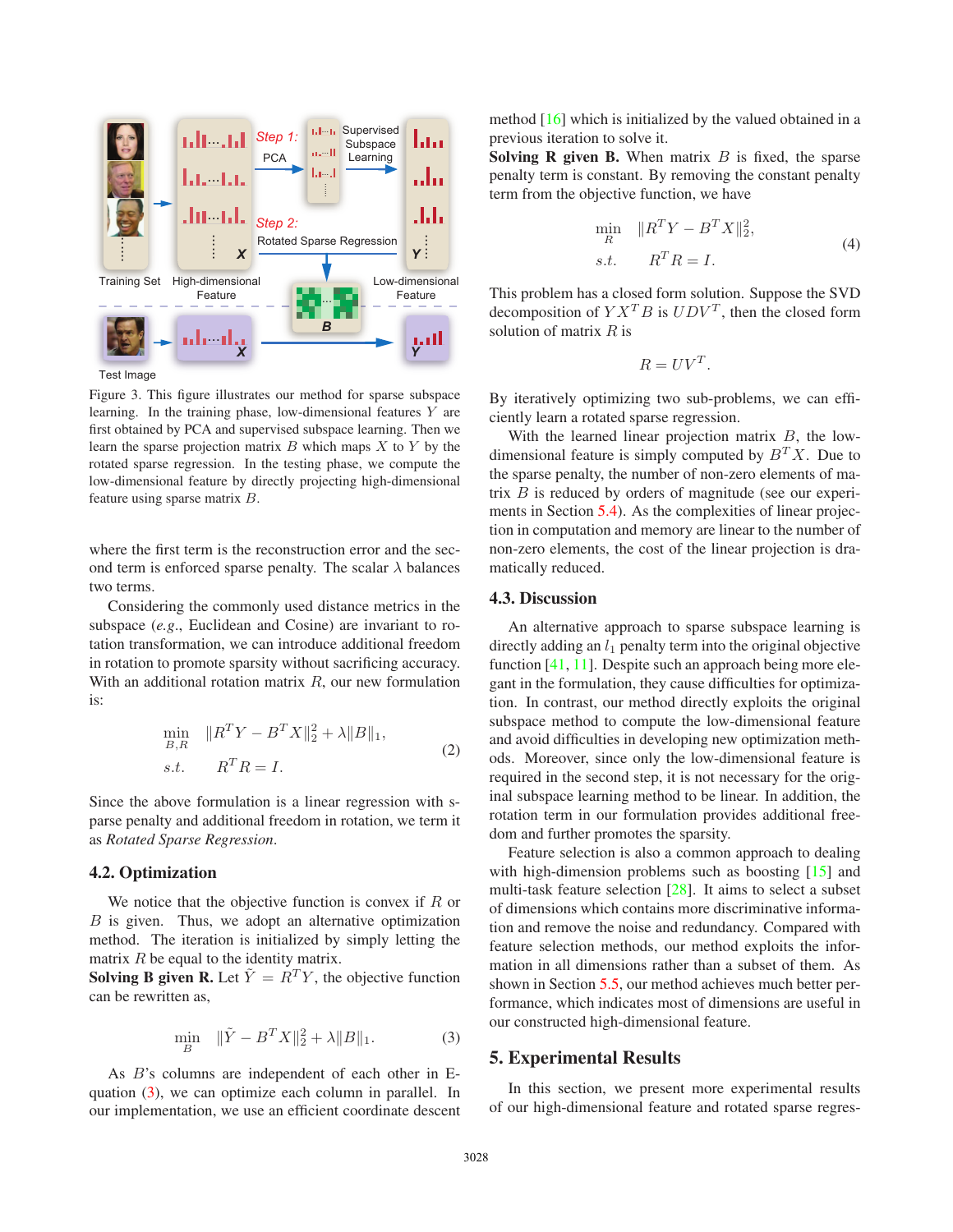Figure 3. This figure illustrates our method for sparse subspace learning. In the training phase, low-dimensional features $Y$ are first obtained by PCA and supervised subspace learning. Then we learn the sparse projection matrix $B$ which maps $X$ to $Y$ by the rotated sparse regression. In the testing phase, we compute the low-dimensional feature by directly projecting high-dimensional feature using sparse matrix $B$.

where the first term is the reconstruction error and the second term is enforced sparse penalty. The scalar $\lambda$ balances two terms.

Considering the commonly used distance metrics in the subspace (*e.g.*, Euclidean and Cosine) are invariant to rotation transformation, we can introduce additional freedom in rotation to promote sparsity without sacrificing accuracy. With an additional rotation matrix $R$, our new formulation is:

$$\begin{aligned} \min_{B,R} \quad & \|R^T Y - B^T X\|_2^2 + \lambda \|B\|_1, \\ s.t. \quad & R^T R = I. \end{aligned} \tag{2}$$

Since the above formulation is a linear regression with sparse penalty and additional freedom in rotation, we term it as *Rotated Sparse Regression*.

## 4.2. Optimization

We notice that the objective function is convex if $R$ or $B$ is given. Thus, we adopt an alternative optimization method. The iteration is initialized by simply letting the matrix $R$ be equal to the identity matrix.

**Solving B given R.** Let $\tilde{Y} = R^T Y$, the objective function can be rewritten as,

$$\min_{B} \quad \|\tilde{Y} - B^T X\|_2^2 + \lambda \|B\|_1. \tag{3}$$

As $B$'s columns are independent of each other in Equation (3), we can optimize each column in parallel. In our implementation, we use an efficient coordinate descent method [16] which is initialized by the valued obtained in a previous iteration to solve it.

**Solving R given B.** When matrix $B$ is fixed, the sparse penalty term is constant. By removing the constant penalty term from the objective function, we have

$$\begin{aligned} \min_{R} \quad & \|R^T Y - B^T X\|_2^2, \\ s.t. \quad & R^T R = I. \end{aligned} \tag{4}$$

This problem has a closed form solution. Suppose the SVD decomposition of $YX^TB$ is $UDV^T$, then the closed form solution of matrix $R$ is

$$R = UV^T.$$

By iteratively optimizing two sub-problems, we can efficiently learn a rotated sparse regression.

With the learned linear projection matrix $B$, the low-dimensional feature is simply computed by $B^T X$. Due to the sparse penalty, the number of non-zero elements of matrix $B$ is reduced by orders of magnitude (see our experiments in Section 5.4). As the complexities of linear projection in computation and memory are linear to the number of non-zero elements, the cost of the linear projection is dramatically reduced.

## 4.3. Discussion

An alternative approach to sparse subspace learning is directly adding an $l_1$ penalty term into the original objective function [41, 11]. Despite such an approach being more elegant in the formulation, they cause difficulties for optimization. In contrast, our method directly exploits the original subspace method to compute the low-dimensional feature and avoid difficulties in developing new optimization methods. Moreover, since only the low-dimensional feature is required in the second step, it is not necessary for the original subspace learning method to be linear. In addition, the rotation term in our formulation provides additional freedom and further promotes the sparsity.

Feature selection is also a common approach to dealing with high-dimension problems such as boosting [15] and multi-task feature selection [28]. It aims to select a subset of dimensions which contains more discriminative information and remove the noise and redundancy. Compared with feature selection methods, our method exploits the information in all dimensions rather than a subset of them. As shown in Section 5.5, our method achieves much better performance, which indicates most of dimensions are useful in our constructed high-dimensional feature.

# 5. Experimental Results

In this section, we present more experimental results of our high-dimensional feature and rotated sparse regres-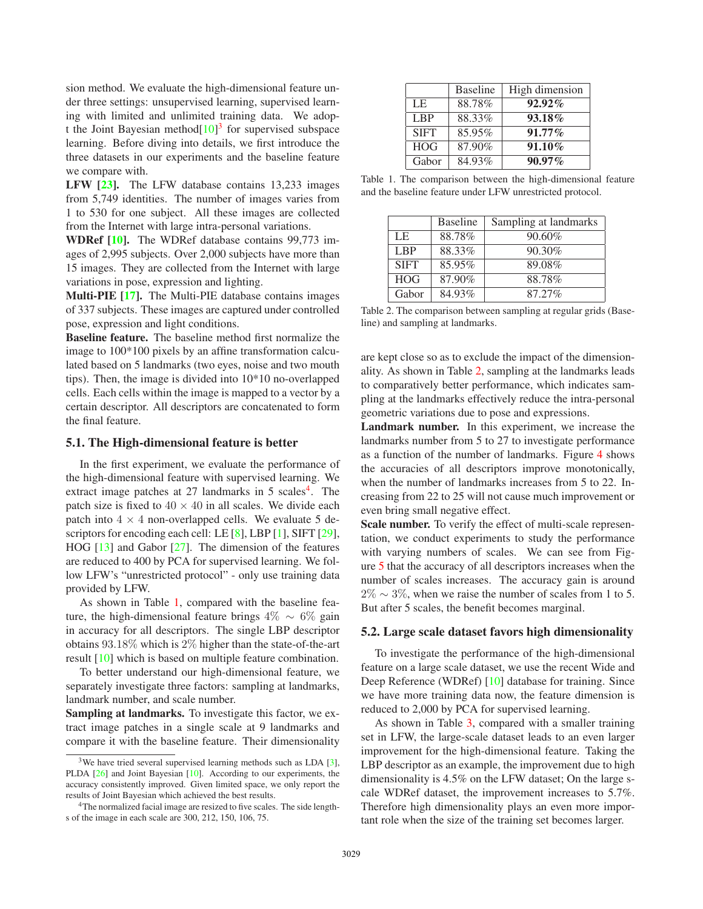sion method. We evaluate the high-dimensional feature under three settings: unsupervised learning, supervised learning with limited and unlimited training data. We adopt the Joint Bayesian method[10][3] for supervised subspace learning. Before diving into details, we first introduce the three datasets in our experiments and the baseline feature we compare with.

**LFW [23].** The LFW database contains 13,233 images from 5,749 identities. The number of images varies from 1 to 530 for one subject. All these images are collected from the Internet with large intra-personal variations.

**WDRef [10].** The WDRef database contains 99,773 images of 2,995 subjects. Over 2,000 subjects have more than 15 images. They are collected from the Internet with large variations in pose, expression and lighting.

**Multi-PIE [17].** The Multi-PIE database contains images of 337 subjects. These images are captured under controlled pose, expression and light conditions.

**Baseline feature.** The baseline method first normalize the image to 100*100 pixels by an affine transformation calculated based on 5 landmarks (two eyes, noise and two mouth tips). Then, the image is divided into 10*10 no-overlapped cells. Each cells within the image is mapped to a vector by a certain descriptor. All descriptors are concatenated to form the final feature.

## 5.1. The High-dimensional feature is better

In the first experiment, we evaluate the performance of the high-dimensional feature with supervised learning. We extract image patches at 27 landmarks in 5 scales[4]. The patch size is fixed to $40 \times 40$ in all scales. We divide each patch into $4 \times 4$ non-overlapped cells. We evaluate 5 descriptors for encoding each cell: LE [8], LBP [1], SIFT [29], HOG [13] and Gabor [27]. The dimension of the features are reduced to 400 by PCA for supervised learning. We follow LFW's "unrestricted protocol" - only use training data provided by LFW.

As shown in Table 1, compared with the baseline feature, the high-dimensional feature brings $4\% \sim 6\%$ gain in accuracy for all descriptors. The single LBP descriptor obtains $93.18\%$ which is $2\%$ higher than the state-of-the-art result [10] which is based on multiple feature combination.

To better understand our high-dimensional feature, we separately investigate three factors: sampling at landmarks, landmark number, and scale number.

**Sampling at landmarks.** To investigate this factor, we extract image patches in a single scale at 9 landmarks and compare it with the baseline feature. Their dimensionality are kept close so as to exclude the impact of the dimensionality. As shown in Table 2, sampling at the landmarks leads to comparatively better performance, which indicates sampling at the landmarks effectively reduce the intra-personal geometric variations due to pose and expressions.

**Landmark number.** In this experiment, we increase the landmarks number from 5 to 27 to investigate performance as a function of the number of landmarks. Figure 4 shows the accuracies of all descriptors improve monotonically, when the number of landmarks increases from 5 to 22. Increasing from 22 to 25 will not cause much improvement or even bring small negative effect.

**Scale number.** To verify the effect of multi-scale representation, we conduct experiments to study the performance with varying numbers of scales. We can see from Figure 5 that the accuracy of all descriptors increases when the number of scales increases. The accuracy gain is around $2\% \sim 3\%$, when we raise the number of scales from 1 to 5. But after 5 scales, the benefit becomes marginal.

|  | Baseline | High dimension |
|---|---|---|
| LE | 88.78% | **92.92%** |
| LBP | 88.33% | **93.18%** |
| SIFT | 85.95% | **91.77%** |
| HOG | 87.90% | **91.10%** |
| Gabor | 84.93% | **90.97%** |

Table 1. The comparison between the high-dimensional feature and the baseline feature under LFW unrestricted protocol.

|  | Baseline | Sampling at landmarks |
|---|---|---|
| LE | 88.78% | 90.60% |
| LBP | 88.33% | 90.30% |
| SIFT | 85.95% | 89.08% |
| HOG | 87.90% | 88.78% |
| Gabor | 84.93% | 87.27% |

Table 2. The comparison between sampling at regular grids (Baseline) and sampling at landmarks.

## 5.2. Large scale dataset favors high dimensionality

To investigate the performance of the high-dimensional feature on a large scale dataset, we use the recent Wide and Deep Reference (WDRef) [10] database for training. Since we have more training data now, the feature dimension is reduced to 2,000 by PCA for supervised learning.

As shown in Table 3, compared with a smaller training set in LFW, the large-scale dataset leads to an even larger improvement for the high-dimensional feature. Taking the LBP descriptor as an example, the improvement due to high dimensionality is 4.5% on the LFW dataset; On the large scale WDRef dataset, the improvement increases to 5.7%. Therefore high dimensionality plays an even more important role when the size of the training set becomes larger.

[3] We have tried several supervised learning methods such as LDA [3], PLDA [26] and Joint Bayesian [10]. According to our experiments, the accuracy consistently improved. Given limited space, we only report the results of Joint Bayesian which achieved the best results.

[4] The normalized facial image are resized to five scales. The side lengths of the image in each scale are 300, 212, 150, 106, 75.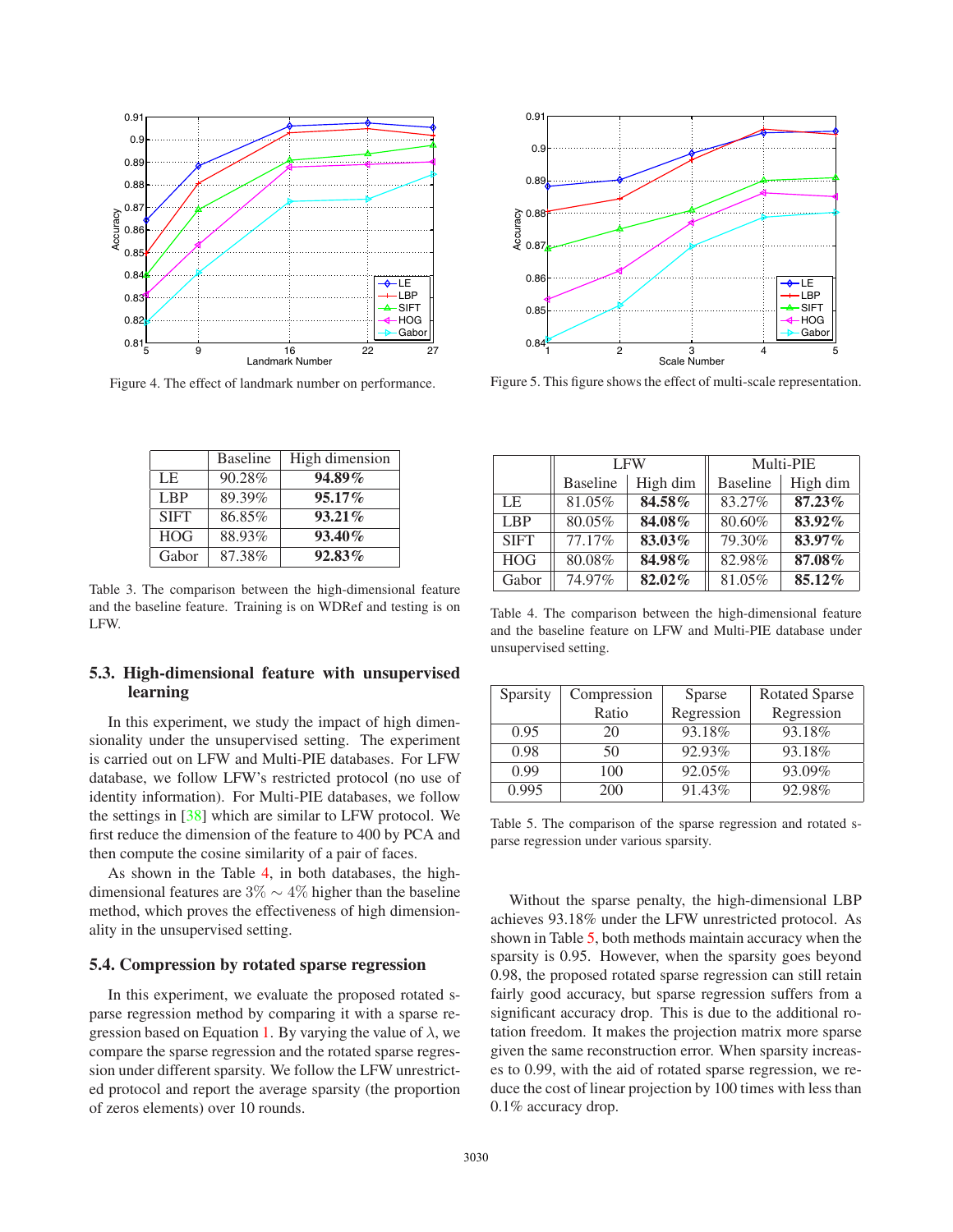Figure 4. The effect of landmark number on performance.

Figure 5. This figure shows the effect of multi-scale representation.

| | Baseline | High dimension |
|---|---|---|
| LE | 90.28% | **94.89%** |
| LBP | 89.39% | **95.17%** |
| SIFT | 86.85% | **93.21%** |
| HOG | 88.93% | **93.40%** |
| Gabor | 87.38% | **92.83%** |

Table 3. The comparison between the high-dimensional feature and the baseline feature. Training is on WDRef and testing is on LFW.

### 5.3. High-dimensional feature with unsupervised learning

In this experiment, we study the impact of high dimensionality under the unsupervised setting. The experiment is carried out on LFW and Multi-PIE databases. For LFW database, we follow LFW's restricted protocol (no use of identity information). For Multi-PIE databases, we follow the settings in [38] which are similar to LFW protocol. We first reduce the dimension of the feature to 400 by PCA and then compute the cosine similarity of a pair of faces.

As shown in the Table 4, in both databases, the high-dimensional features are $3\% \sim 4\%$ higher than the baseline method, which proves the effectiveness of high dimensionality in the unsupervised setting.

### 5.4. Compression by rotated sparse regression

In this experiment, we evaluate the proposed rotated sparse regression method by comparing it with a sparse regression based on Equation 1. By varying the value of $\lambda$, we compare the sparse regression and the rotated sparse regression under different sparsity. We follow the LFW unrestricted protocol and report the average sparsity (the proportion of zeros elements) over 10 rounds.

| | LFW | | Multi-PIE | |
|---|---|---|---|---|
| | Baseline | High dim | Baseline | High dim |
| LE | 81.05% | **84.58%** | 83.27% | **87.23%** |
| LBP | 80.05% | **84.08%** | 80.60% | **83.92%** |
| SIFT | 77.17% | **83.03%** | 79.30% | **83.97%** |
| HOG | 80.08% | **84.98%** | 82.98% | **87.08%** |
| Gabor | 74.97% | **82.02%** | 81.05% | **85.12%** |

Table 4. The comparison between the high-dimensional feature and the baseline feature on LFW and Multi-PIE database under unsupervised setting.

| Sparsity | Compression Ratio | Sparse Regression | Rotated Sparse Regression |
|---|---|---|---|
| 0.95 | 20 | 93.18% | 93.18% |
| 0.98 | 50 | 92.93% | 93.18% |
| 0.99 | 100 | 92.05% | 93.09% |
| 0.995 | 200 | 91.43% | 92.98% |

Table 5. The comparison of the sparse regression and rotated sparse regression under various sparsity.

Without the sparse penalty, the high-dimensional LBP achieves 93.18% under the LFW unrestricted protocol. As shown in Table 5, both methods maintain accuracy when the sparsity is 0.95. However, when the sparsity goes beyond 0.98, the proposed rotated sparse regression can still retain fairly good accuracy, but sparse regression suffers from a significant accuracy drop. This is due to the additional rotation freedom. It makes the projection matrix more sparse given the same reconstruction error. When sparsity increases to 0.99, with the aid of rotated sparse regression, we reduce the cost of linear projection by 100 times with less than 0.1% accuracy drop.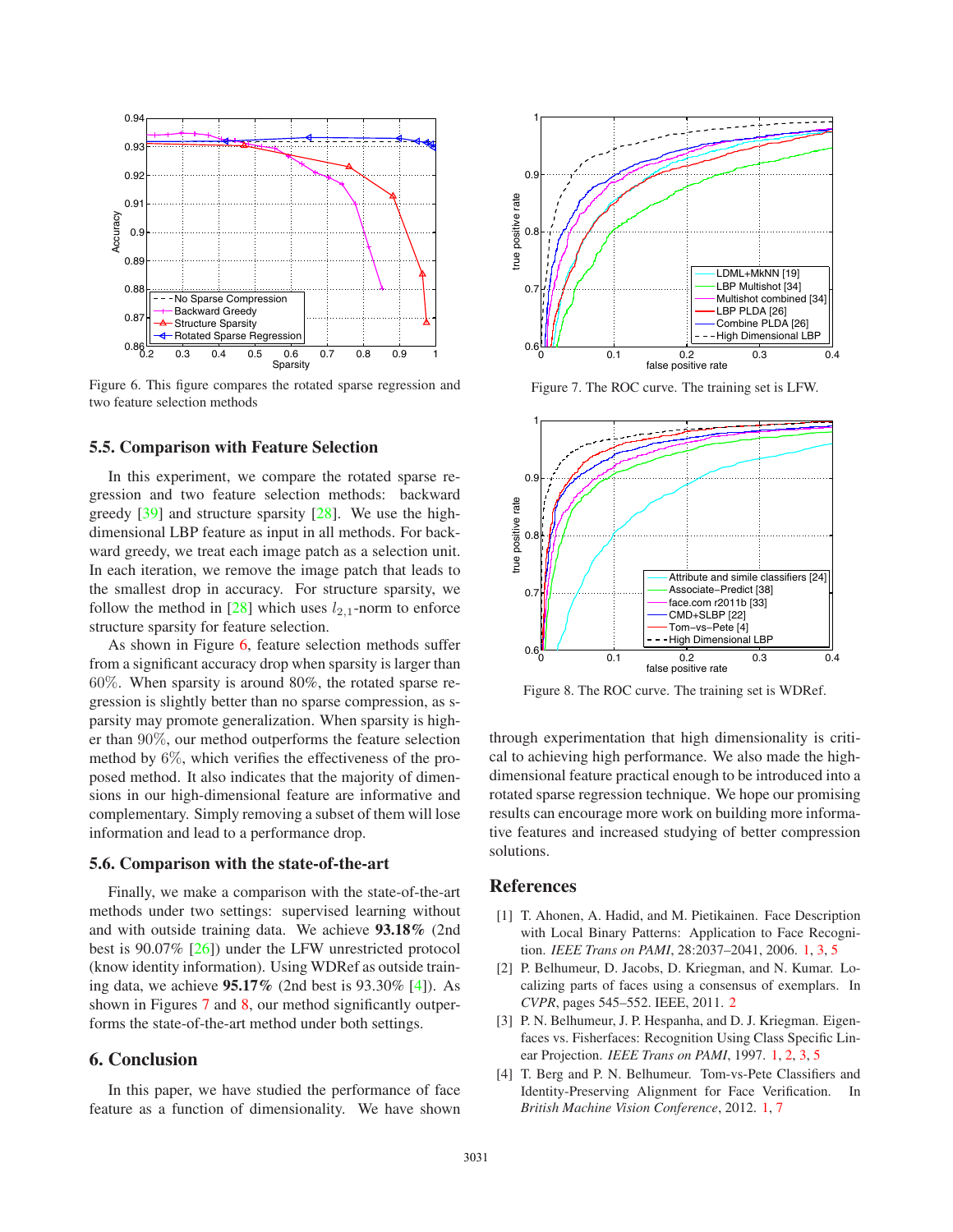Figure 6. This figure compares the rotated sparse regression and two feature selection methods

### 5.5. Comparison with Feature Selection

In this experiment, we compare the rotated sparse regression and two feature selection methods: backward greedy [39] and structure sparsity [28]. We use the high-dimensional LBP feature as input in all methods. For backward greedy, we treat each image patch as a selection unit. In each iteration, we remove the image patch that leads to the smallest drop in accuracy. For structure sparsity, we follow the method in [28] which uses $l_{2,1}$-norm to enforce structure sparsity for feature selection.

As shown in Figure 6, feature selection methods suffer from a significant accuracy drop when sparsity is larger than 60%. When sparsity is around 80%, the rotated sparse regression is slightly better than no sparse compression, as sparsity may promote generalization. When sparsity is higher than 90%, our method outperforms the feature selection method by 6%, which verifies the effectiveness of the proposed method. It also indicates that the majority of dimensions in our high-dimensional feature are informative and complementary. Simply removing a subset of them will lose information and lead to a performance drop.

### 5.6. Comparison with the state-of-the-art

Finally, we make a comparison with the state-of-the-art methods under two settings: supervised learning without and with outside training data. We achieve **93.18%** (2nd best is 90.07% [26]) under the LFW unrestricted protocol (know identity information). Using WDRef as outside training data, we achieve **95.17%** (2nd best is 93.30% [4]). As shown in Figures 7 and 8, our method significantly outperforms the state-of-the-art method under both settings.

## 6. Conclusion

In this paper, we have studied the performance of face feature as a function of dimensionality. We have shown through experimentation that high dimensionality is critical to achieving high performance. We also made the high-dimensional feature practical enough to be introduced into a rotated sparse regression technique. We hope our promising results can encourage more work on building more informative features and increased studying of better compression solutions.

Figure 7. The ROC curve. The training set is LFW.

Figure 8. The ROC curve. The training set is WDRef.

## References

[1] T. Ahonen, A. Hadid, and M. Pietikainen. Face Description with Local Binary Patterns: Application to Face Recognition. *IEEE Trans on PAMI*, 28:2037–2041, 2006. 1, 3, 5

[2] P. Belhumeur, D. Jacobs, D. Kriegman, and N. Kumar. Localizing parts of faces using a consensus of exemplars. In *CVPR*, pages 545–552. IEEE, 2011. 2

[3] P. N. Belhumeur, J. P. Hespanha, and D. J. Kriegman. Eigenfaces vs. Fisherfaces: Recognition Using Class Specific Linear Projection. *IEEE Trans on PAMI*, 1997. 1, 2, 3, 5

[4] T. Berg and P. N. Belhumeur. Tom-vs-Pete Classifiers and Identity-Preserving Alignment for Face Verification. In *British Machine Vision Conference*, 2012. 1, 7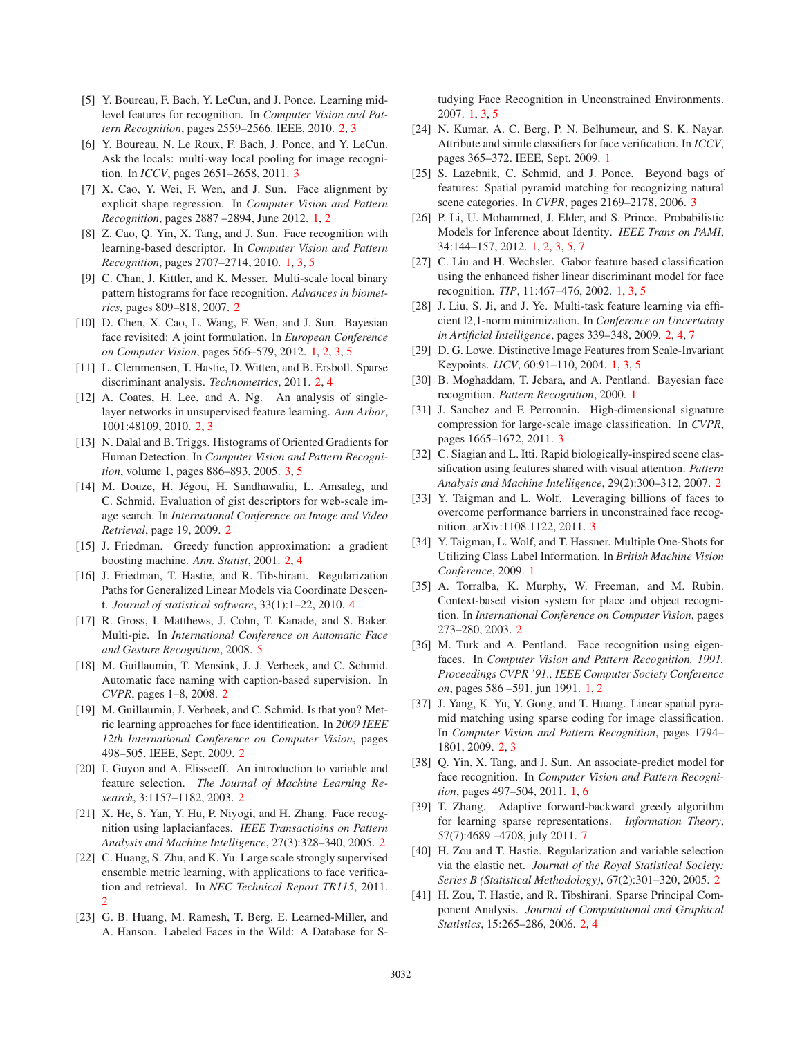[5] Y. Boureau, F. Bach, Y. LeCun, and J. Ponce. Learning mid-level features for recognition. In *Computer Vision and Pattern Recognition*, pages 2559–2566. IEEE, 2010. 2, 3

[6] Y. Boureau, N. Le Roux, F. Bach, J. Ponce, and Y. LeCun. Ask the locals: multi-way local pooling for image recognition. In *ICCV*, pages 2651–2658, 2011. 3

[7] X. Cao, Y. Wei, F. Wen, and J. Sun. Face alignment by explicit shape regression. In *Computer Vision and Pattern Recognition*, pages 2887 –2894, June 2012. 1, 2

[8] Z. Cao, Q. Yin, X. Tang, and J. Sun. Face recognition with learning-based descriptor. In *Computer Vision and Pattern Recognition*, pages 2707–2714, 2010. 1, 3, 5

[9] C. Chan, J. Kittler, and K. Messer. Multi-scale local binary pattern histograms for face recognition. *Advances in biometrics*, pages 809–818, 2007. 2

[10] D. Chen, X. Cao, L. Wang, F. Wen, and J. Sun. Bayesian face revisited: A joint formulation. In *European Conference on Computer Vision*, pages 566–579, 2012. 1, 2, 3, 5

[11] L. Clemmensen, T. Hastie, D. Witten, and B. Ersboll. Sparse discriminant analysis. *Technometrics*, 2011. 2, 4

[12] A. Coates, H. Lee, and A. Ng. An analysis of single-layer networks in unsupervised feature learning. *Ann Arbor*, 1001:48109, 2010. 2, 3

[13] N. Dalal and B. Triggs. Histograms of Oriented Gradients for Human Detection. In *Computer Vision and Pattern Recognition*, volume 1, pages 886–893, 2005. 3, 5

[14] M. Douze, H. Jégou, H. Sandhawalia, L. Amsaleg, and C. Schmid. Evaluation of gist descriptors for web-scale image search. In *International Conference on Image and Video Retrieval*, page 19, 2009. 2

[15] J. Friedman. Greedy function approximation: a gradient boosting machine. *Ann. Statist*, 2001. 2, 4

[16] J. Friedman, T. Hastie, and R. Tibshirani. Regularization Paths for Generalized Linear Models via Coordinate Descent. *Journal of statistical software*, 33(1):1–22, 2010. 4

[17] R. Gross, I. Matthews, J. Cohn, T. Kanade, and S. Baker. Multi-pie. In *International Conference on Automatic Face and Gesture Recognition*, 2008. 5

[18] M. Guillaumin, T. Mensink, J. J. Verbeek, and C. Schmid. Automatic face naming with caption-based supervision. In *CVPR*, pages 1–8, 2008. 2

[19] M. Guillaumin, J. Verbeek, and C. Schmid. Is that you? Metric learning approaches for face identification. In *2009 IEEE 12th International Conference on Computer Vision*, pages 498–505. IEEE, Sept. 2009. 2

[20] I. Guyon and A. Elisseeff. An introduction to variable and feature selection. *The Journal of Machine Learning Research*, 3:1157–1182, 2003. 2

[21] X. He, S. Yan, Y. Hu, P. Niyogi, and H. Zhang. Face recognition using laplacianfaces. *IEEE Transactioins on Pattern Analysis and Machine Intelligence*, 27(3):328–340, 2005. 2

[22] C. Huang, S. Zhu, and K. Yu. Large scale strongly supervised ensemble metric learning, with applications to face verification and retrieval. In *NEC Technical Report TR115*, 2011. 2

[23] G. B. Huang, M. Ramesh, T. Berg, E. Learned-Miller, and A. Hanson. Labeled Faces in the Wild: A Database for Studying Face Recognition in Unconstrained Environments. 2007. 1, 3, 5

[24] N. Kumar, A. C. Berg, P. N. Belhumeur, and S. K. Nayar. Attribute and simile classifiers for face verification. In *ICCV*, pages 365–372. IEEE, Sept. 2009. 1

[25] S. Lazebnik, C. Schmid, and J. Ponce. Beyond bags of features: Spatial pyramid matching for recognizing natural scene categories. In *CVPR*, pages 2169–2178, 2006. 3

[26] P. Li, U. Mohammed, J. Elder, and S. Prince. Probabilistic Models for Inference about Identity. *IEEE Trans on PAMI*, 34:144–157, 2012. 1, 2, 3, 5, 7

[27] C. Liu and H. Wechsler. Gabor feature based classification using the enhanced fisher linear discriminant model for face recognition. *TIP*, 11:467–476, 2002. 1, 3, 5

[28] J. Liu, S. Ji, and J. Ye. Multi-task feature learning via efficient l2,1-norm minimization. In *Conference on Uncertainty in Artificial Intelligence*, pages 339–348, 2009. 2, 4, 7

[29] D. G. Lowe. Distinctive Image Features from Scale-Invariant Keypoints. *IJCV*, 60:91–110, 2004. 1, 3, 5

[30] B. Moghaddam, T. Jebara, and A. Pentland. Bayesian face recognition. *Pattern Recognition*, 2000. 1

[31] J. Sanchez and F. Perronnin. High-dimensional signature compression for large-scale image classification. In *CVPR*, pages 1665–1672, 2011. 3

[32] C. Siagian and L. Itti. Rapid biologically-inspired scene classification using features shared with visual attention. *Pattern Analysis and Machine Intelligence*, 29(2):300–312, 2007. 2

[33] Y. Taigman and L. Wolf. Leveraging billions of faces to overcome performance barriers in unconstrained face recognition. arXiv:1108.1122, 2011. 3

[34] Y. Taigman, L. Wolf, and T. Hassner. Multiple One-Shots for Utilizing Class Label Information. In *British Machine Vision Conference*, 2009. 1

[35] A. Torralba, K. Murphy, W. Freeman, and M. Rubin. Context-based vision system for place and object recognition. In *International Conference on Computer Vision*, pages 273–280, 2003. 2

[36] M. Turk and A. Pentland. Face recognition using eigenfaces. In *Computer Vision and Pattern Recognition, 1991. Proceedings CVPR '91., IEEE Computer Society Conference on*, pages 586 –591, jun 1991. 1, 2

[37] J. Yang, K. Yu, Y. Gong, and T. Huang. Linear spatial pyramid matching using sparse coding for image classification. In *Computer Vision and Pattern Recognition*, pages 1794–1801, 2009. 2, 3

[38] Q. Yin, X. Tang, and J. Sun. An associate-predict model for face recognition. In *Computer Vision and Pattern Recognition*, pages 497–504, 2011. 1, 6

[39] T. Zhang. Adaptive forward-backward greedy algorithm for learning sparse representations. *Information Theory*, 57(7):4689 –4708, july 2011. 7

[40] H. Zou and T. Hastie. Regularization and variable selection via the elastic net. *Journal of the Royal Statistical Society: Series B (Statistical Methodology)*, 67(2):301–320, 2005. 2

[41] H. Zou, T. Hastie, and R. Tibshirani. Sparse Principal Component Analysis. *Journal of Computational and Graphical Statistics*, 15:265–286, 2006. 2, 4